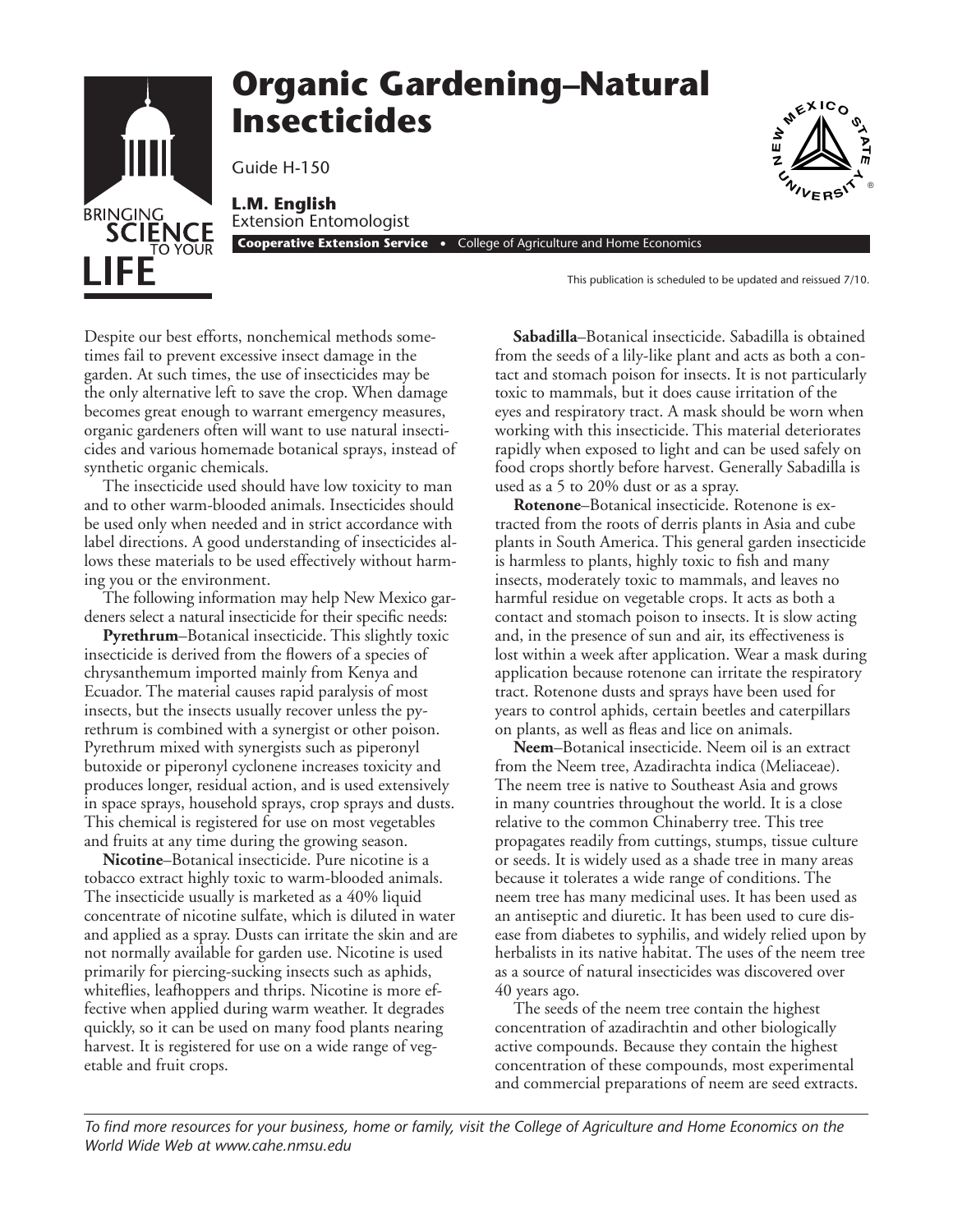# Organic Gardening–Natural Insecticides

Guide H-150

**L.M. English**
Extension Entomologist

**Cooperative Extension Service** • College of Agriculture and Home Economics

This publication is scheduled to be updated and reissued 7/10.

Despite our best efforts, nonchemical methods sometimes fail to prevent excessive insect damage in the garden. At such times, the use of insecticides may be the only alternative left to save the crop. When damage becomes great enough to warrant emergency measures, organic gardeners often will want to use natural insecticides and various homemade botanical sprays, instead of synthetic organic chemicals.

The insecticide used should have low toxicity to man and to other warm-blooded animals. Insecticides should be used only when needed and in strict accordance with label directions. A good understanding of insecticides allows these materials to be used effectively without harming you or the environment.

The following information may help New Mexico gardeners select a natural insecticide for their specific needs:

**Pyrethrum**–Botanical insecticide. This slightly toxic insecticide is derived from the flowers of a species of chrysanthemum imported mainly from Kenya and Ecuador. The material causes rapid paralysis of most insects, but the insects usually recover unless the pyrethrum is combined with a synergist or other poison. Pyrethrum mixed with synergists such as piperonyl butoxide or piperonyl cyclonene increases toxicity and produces longer, residual action, and is used extensively in space sprays, household sprays, crop sprays and dusts. This chemical is registered for use on most vegetables and fruits at any time during the growing season.

**Nicotine**–Botanical insecticide. Pure nicotine is a tobacco extract highly toxic to warm-blooded animals. The insecticide usually is marketed as a 40% liquid concentrate of nicotine sulfate, which is diluted in water and applied as a spray. Dusts can irritate the skin and are not normally available for garden use. Nicotine is used primarily for piercing-sucking insects such as aphids, whiteflies, leafhoppers and thrips. Nicotine is more effective when applied during warm weather. It degrades quickly, so it can be used on many food plants nearing harvest. It is registered for use on a wide range of vegetable and fruit crops.

**Sabadilla**–Botanical insecticide. Sabadilla is obtained from the seeds of a lily-like plant and acts as both a contact and stomach poison for insects. It is not particularly toxic to mammals, but it does cause irritation of the eyes and respiratory tract. A mask should be worn when working with this insecticide. This material deteriorates rapidly when exposed to light and can be used safely on food crops shortly before harvest. Generally Sabadilla is used as a 5 to 20% dust or as a spray.

**Rotenone**–Botanical insecticide. Rotenone is extracted from the roots of derris plants in Asia and cube plants in South America. This general garden insecticide is harmless to plants, highly toxic to fish and many insects, moderately toxic to mammals, and leaves no harmful residue on vegetable crops. It acts as both a contact and stomach poison to insects. It is slow acting and, in the presence of sun and air, its effectiveness is lost within a week after application. Wear a mask during application because rotenone can irritate the respiratory tract. Rotenone dusts and sprays have been used for years to control aphids, certain beetles and caterpillars on plants, as well as fleas and lice on animals.

**Neem**–Botanical insecticide. Neem oil is an extract from the Neem tree, Azadirachta indica (Meliaceae). The neem tree is native to Southeast Asia and grows in many countries throughout the world. It is a close relative to the common Chinaberry tree. This tree propagates readily from cuttings, stumps, tissue culture or seeds. It is widely used as a shade tree in many areas because it tolerates a wide range of conditions. The neem tree has many medicinal uses. It has been used as an antiseptic and diuretic. It has been used to cure disease from diabetes to syphilis, and widely relied upon by herbalists in its native habitat. The uses of the neem tree as a source of natural insecticides was discovered over 40 years ago.

The seeds of the neem tree contain the highest concentration of azadirachtin and other biologically active compounds. Because they contain the highest concentration of these compounds, most experimental and commercial preparations of neem are seed extracts.

*To find more resources for your business, home or family, visit the College of Agriculture and Home Economics on the World Wide Web at www.cahe.nmsu.edu*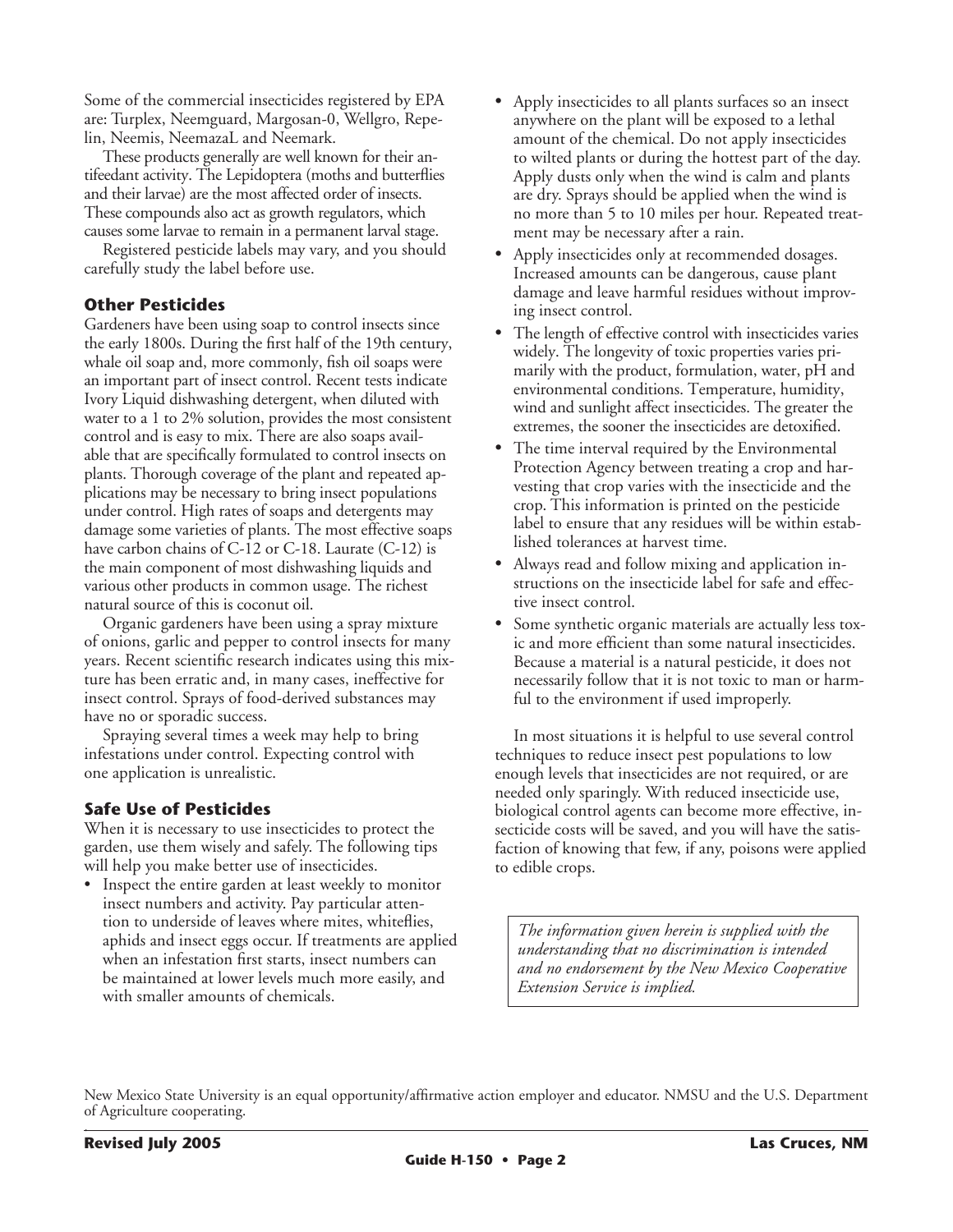Some of the commercial insecticides registered by EPA are: Turplex, Neemguard, Margosan-0, Wellgro, Repelin, Neemis, NeemazaL and Neemark.

These products generally are well known for their antifeedant activity. The Lepidoptera (moths and butterflies and their larvae) are the most affected order of insects. These compounds also act as growth regulators, which causes some larvae to remain in a permanent larval stage.

Registered pesticide labels may vary, and you should carefully study the label before use.

### Other Pesticides

Gardeners have been using soap to control insects since the early 1800s. During the first half of the 19th century, whale oil soap and, more commonly, fish oil soaps were an important part of insect control. Recent tests indicate Ivory Liquid dishwashing detergent, when diluted with water to a 1 to 2% solution, provides the most consistent control and is easy to mix. There are also soaps available that are specifically formulated to control insects on plants. Thorough coverage of the plant and repeated applications may be necessary to bring insect populations under control. High rates of soaps and detergents may damage some varieties of plants. The most effective soaps have carbon chains of C-12 or C-18. Laurate (C-12) is the main component of most dishwashing liquids and various other products in common usage. The richest natural source of this is coconut oil.

Organic gardeners have been using a spray mixture of onions, garlic and pepper to control insects for many years. Recent scientific research indicates using this mixture has been erratic and, in many cases, ineffective for insect control. Sprays of food-derived substances may have no or sporadic success.

Spraying several times a week may help to bring infestations under control. Expecting control with one application is unrealistic.

### Safe Use of Pesticides

When it is necessary to use insecticides to protect the garden, use them wisely and safely. The following tips will help you make better use of insecticides.

- Inspect the entire garden at least weekly to monitor insect numbers and activity. Pay particular attention to underside of leaves where mites, whiteflies, aphids and insect eggs occur. If treatments are applied when an infestation first starts, insect numbers can be maintained at lower levels much more easily, and with smaller amounts of chemicals.
- Apply insecticides to all plants surfaces so an insect anywhere on the plant will be exposed to a lethal amount of the chemical. Do not apply insecticides to wilted plants or during the hottest part of the day. Apply dusts only when the wind is calm and plants are dry. Sprays should be applied when the wind is no more than 5 to 10 miles per hour. Repeated treatment may be necessary after a rain.
- Apply insecticides only at recommended dosages. Increased amounts can be dangerous, cause plant damage and leave harmful residues without improving insect control.
- The length of effective control with insecticides varies widely. The longevity of toxic properties varies primarily with the product, formulation, water, pH and environmental conditions. Temperature, humidity, wind and sunlight affect insecticides. The greater the extremes, the sooner the insecticides are detoxified.
- The time interval required by the Environmental Protection Agency between treating a crop and harvesting that crop varies with the insecticide and the crop. This information is printed on the pesticide label to ensure that any residues will be within established tolerances at harvest time.
- Always read and follow mixing and application instructions on the insecticide label for safe and effective insect control.
- Some synthetic organic materials are actually less toxic and more efficient than some natural insecticides. Because a material is a natural pesticide, it does not necessarily follow that it is not toxic to man or harmful to the environment if used improperly.

In most situations it is helpful to use several control techniques to reduce insect pest populations to low enough levels that insecticides are not required, or are needed only sparingly. With reduced insecticide use, biological control agents can become more effective, insecticide costs will be saved, and you will have the satisfaction of knowing that few, if any, poisons were applied to edible crops.

*The information given herein is supplied with the understanding that no discrimination is intended and no endorsement by the New Mexico Cooperative Extension Service is implied.*

New Mexico State University is an equal opportunity/affirmative action employer and educator. NMSU and the U.S. Department of Agriculture cooperating.

**Revised July 2005** **Las Cruces, NM**